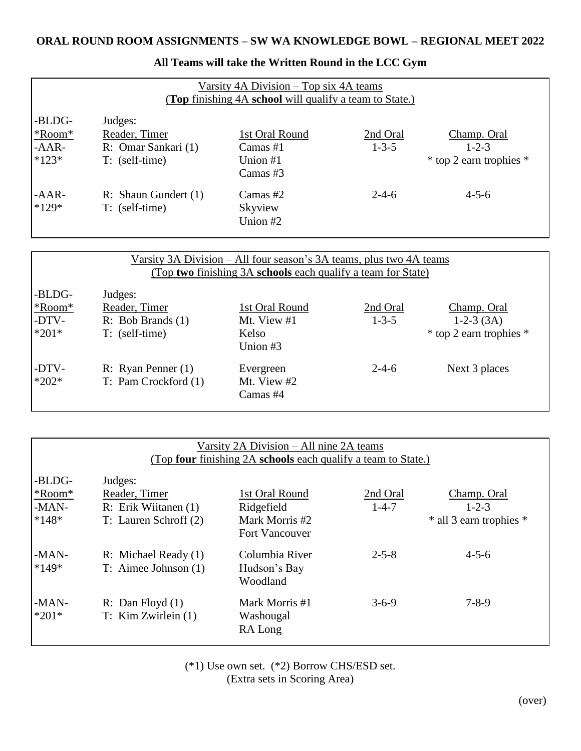**ORAL ROUND ROOM ASSIGNMENTS – SW WA KNOWLEDGE BOWL – REGIONAL MEET 2022**

**All Teams will take the Written Round in the LCC Gym**

Varsity 4A Division – Top six 4A teams
(**Top** finishing 4A **school** will qualify a team to State.)

| -BLDG- *Room* | Judges: Reader, Timer | 1st Oral Round | 2nd Oral | Champ. Oral |
|---|---|---|---|---|
| -AAR- *123* | R: Omar Sankari (1) T: (self-time) | Camas #1 Union #1 Camas #3 | 1-3-5 | 1-2-3 * top 2 earn trophies * |
| -AAR- *129* | R: Shaun Gundert (1) T: (self-time) | Camas #2 Skyview Union #2 | 2-4-6 | 4-5-6 |

Varsity 3A Division – All four season's 3A teams, plus two 4A teams
(Top **two** finishing 3A **schools** each qualify a team for State)

| -BLDG- *Room* | Judges: Reader, Timer | 1st Oral Round | 2nd Oral | Champ. Oral |
|---|---|---|---|---|
| -DTV- *201* | R: Bob Brands (1) T: (self-time) | Mt. View #1 Kelso Union #3 | 1-3-5 | 1-2-3 (3A) * top 2 earn trophies * |
| -DTV- *202* | R: Ryan Penner (1) T: Pam Crockford (1) | Evergreen Mt. View #2 Camas #4 | 2-4-6 | Next 3 places |

Varsity 2A Division – All nine 2A teams
(Top **four** finishing 2A **schools** each qualify a team to State.)

| -BLDG- *Room* | Judges: Reader, Timer | 1st Oral Round | 2nd Oral | Champ. Oral |
|---|---|---|---|---|
| -MAN- *148* | R: Erik Wiitanen (1) T: Lauren Schroff (2) | Ridgefield Mark Morris #2 Fort Vancouver | 1-4-7 | 1-2-3 * all 3 earn trophies * |
| -MAN- *149* | R: Michael Ready (1) T: Aimee Johnson (1) | Columbia River Hudson's Bay Woodland | 2-5-8 | 4-5-6 |
| -MAN- *201* | R: Dan Floyd (1) T: Kim Zwirlein (1) | Mark Morris #1 Washougal RA Long | 3-6-9 | 7-8-9 |

(*1) Use own set. (*2) Borrow CHS/ESD set.
(Extra sets in Scoring Area)

(over)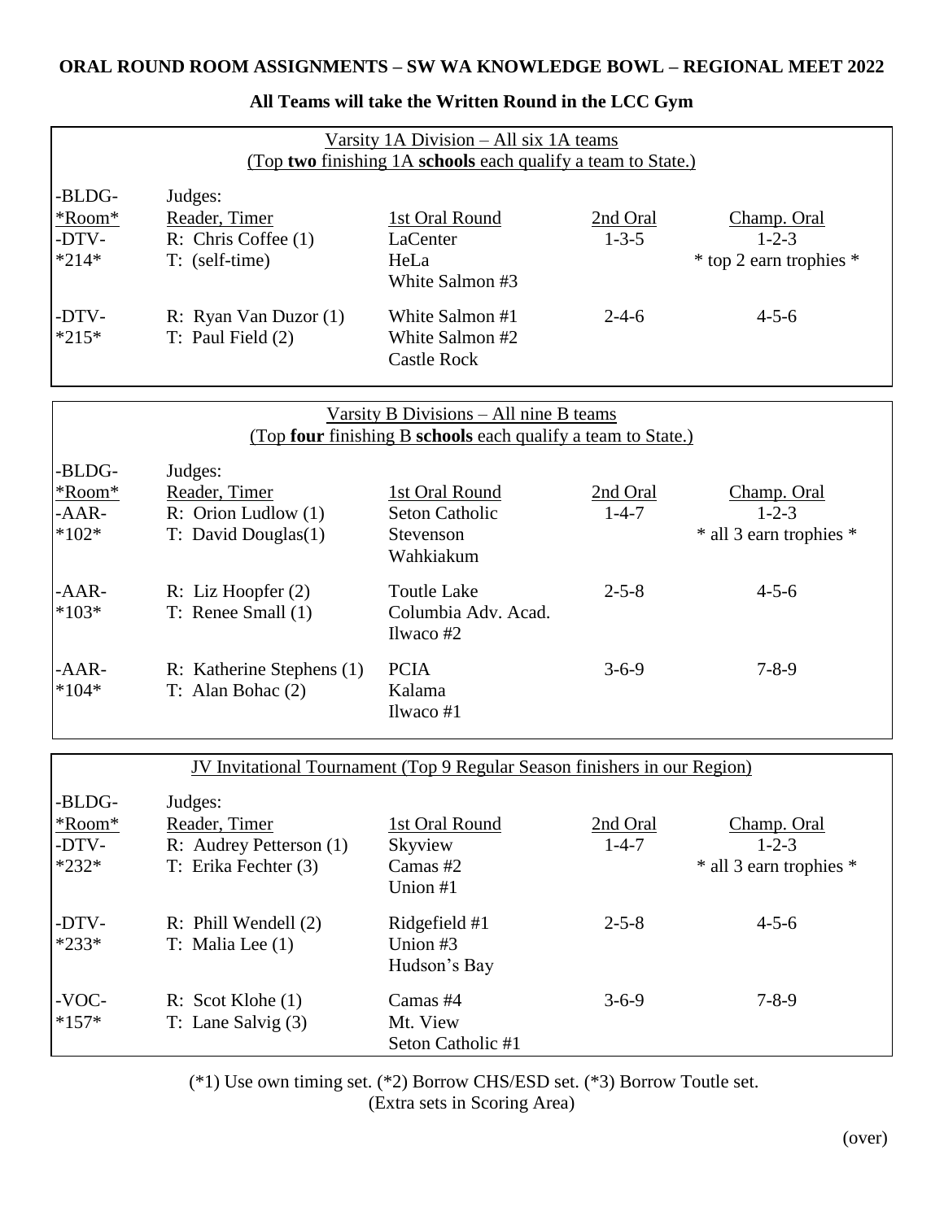**ORAL ROUND ROOM ASSIGNMENTS – SW WA KNOWLEDGE BOWL – REGIONAL MEET 2022**

**All Teams will take the Written Round in the LCC Gym**

Varsity 1A Division – All six 1A teams
(Top **two** finishing 1A **schools** each qualify a team to State.)

| -BLDG- *Room* | Judges: Reader, Timer | 1st Oral Round | 2nd Oral | Champ. Oral |
|---|---|---|---|---|
| -DTV- *214* | R: Chris Coffee (1) T: (self-time) | LaCenter HeLa White Salmon #3 | 1-3-5 | 1-2-3 * top 2 earn trophies * |
| -DTV- *215* | R: Ryan Van Duzor (1) T: Paul Field (2) | White Salmon #1 White Salmon #2 Castle Rock | 2-4-6 | 4-5-6 |

Varsity B Divisions – All nine B teams
(Top **four** finishing B **schools** each qualify a team to State.)

| -BLDG- *Room* | Judges: Reader, Timer | 1st Oral Round | 2nd Oral | Champ. Oral |
|---|---|---|---|---|
| -AAR- *102* | R: Orion Ludlow (1) T: David Douglas(1) | Seton Catholic Stevenson Wahkiakum | 1-4-7 | 1-2-3 * all 3 earn trophies * |
| -AAR- *103* | R: Liz Hoopfer (2) T: Renee Small (1) | Toutle Lake Columbia Adv. Acad. Ilwaco #2 | 2-5-8 | 4-5-6 |
| -AAR- *104* | R: Katherine Stephens (1) T: Alan Bohac (2) | PCIA Kalama Ilwaco #1 | 3-6-9 | 7-8-9 |

JV Invitational Tournament (Top 9 Regular Season finishers in our Region)

| -BLDG- *Room* | Judges: Reader, Timer | 1st Oral Round | 2nd Oral | Champ. Oral |
|---|---|---|---|---|
| -DTV- *232* | R: Audrey Petterson (1) T: Erika Fechter (3) | Skyview Camas #2 Union #1 | 1-4-7 | 1-2-3 * all 3 earn trophies * |
| -DTV- *233* | R: Phill Wendell (2) T: Malia Lee (1) | Ridgefield #1 Union #3 Hudson's Bay | 2-5-8 | 4-5-6 |
| -VOC- *157* | R: Scot Klohe (1) T: Lane Salvig (3) | Camas #4 Mt. View Seton Catholic #1 | 3-6-9 | 7-8-9 |

(*1) Use own timing set. (*2) Borrow CHS/ESD set. (*3) Borrow Toutle set.
(Extra sets in Scoring Area)

(over)